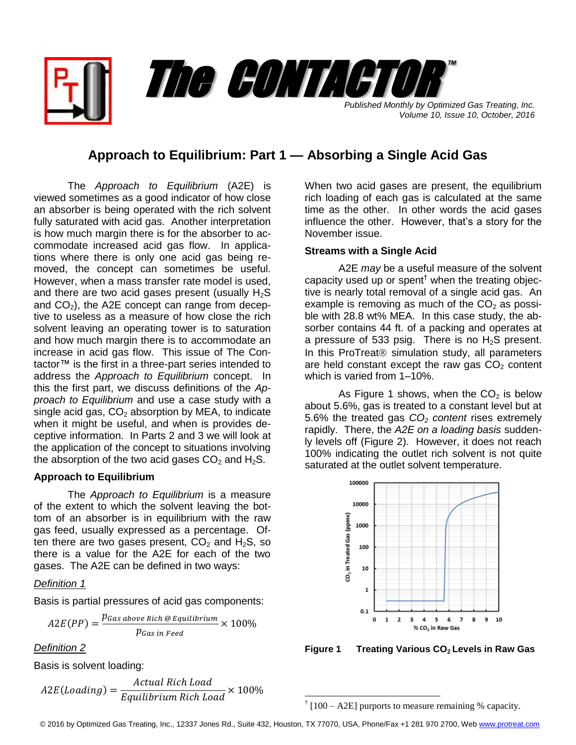# The CONTACTOR™

*Published Monthly by Optimized Gas Treating, Inc.*
*Volume 10, Issue 10, October, 2016*

## Approach to Equilibrium: Part 1 — Absorbing a Single Acid Gas

The *Approach to Equilibrium* (A2E) is viewed sometimes as a good indicator of how close an absorber is being operated with the rich solvent fully saturated with acid gas. Another interpretation is how much margin there is for the absorber to accommodate increased acid gas flow. In applications where there is only one acid gas being removed, the concept can sometimes be useful. However, when a mass transfer rate model is used, and there are two acid gases present (usually $H_2S$ and $CO_2$), the A2E concept can range from deceptive to useless as a measure of how close the rich solvent leaving an operating tower is to saturation and how much margin there is to accommodate an increase in acid gas flow. This issue of The Contactor™ is the first in a three-part series intended to address the *Approach to Equilibrium* concept. In this the first part, we discuss definitions of the *Approach to Equilibrium* and use a case study with a single acid gas, $CO_2$ absorption by MEA, to indicate when it might be useful, and when is provides deceptive information. In Parts 2 and 3 we will look at the application of the concept to situations involving the absorption of the two acid gases $CO_2$ and $H_2S$.

### Approach to Equilibrium

The *Approach to Equilibrium* is a measure of the extent to which the solvent leaving the bottom of an absorber is in equilibrium with the raw gas feed, usually expressed as a percentage. Often there are two gases present, $CO_2$ and $H_2S$, so there is a value for the A2E for each of the two gases. The A2E can be defined in two ways:

*Definition 1*

Basis is partial pressures of acid gas components:

$$A2E(PP) = \frac{p_{Gas\ above\ Rich\ @\ Equilibrium}}{p_{Gas\ in\ Feed}} \times 100\%$$

*Definition 2*

Basis is solvent loading:

$$A2E(Loading) = \frac{Actual\ Rich\ Load}{Equilibrium\ Rich\ Load} \times 100\%$$

When two acid gases are present, the equilibrium rich loading of each gas is calculated at the same time as the other. In other words the acid gases influence the other. However, that's a story for the November issue.

### Streams with a Single Acid

A2E *may* be a useful measure of the solvent capacity used up or spent[†] when the treating objective is nearly total removal of a single acid gas. An example is removing as much of the $CO_2$ as possible with 28.8 wt% MEA. In this case study, the absorber contains 44 ft. of a packing and operates at a pressure of 533 psig. There is no $H_2S$ present. In this ProTreat® simulation study, all parameters are held constant except the raw gas $CO_2$ content which is varied from 1–10%.

As Figure 1 shows, when the $CO_2$ is below about 5.6%, gas is treated to a constant level but at 5.6% the treated gas *$CO_2$ content* rises extremely rapidly. There, the *A2E on a loading basis* suddenly levels off (Figure 2). However, it does not reach 100% indicating the outlet rich solvent is not quite saturated at the outlet solvent temperature.

**Figure 1 Treating Various $CO_2$ Levels in Raw Gas**

[†] [100 – A2E] purports to measure remaining % capacity.

© 2016 by Optimized Gas Treating, Inc., 12337 Jones Rd., Suite 432, Houston, TX 77070, USA, Phone/Fax +1 281 970 2700, Web www.protreat.com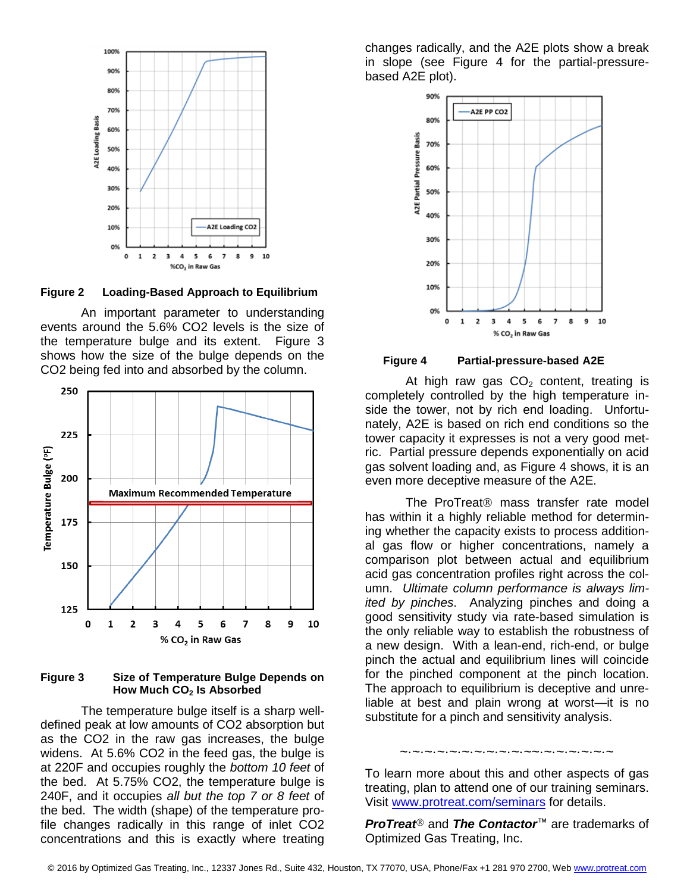100%
90%
80%
70%
60%
50%
40%
30%
20%
10%
0%
A2E Loading Basis
0 1 2 3 4 5 6 7 8 9 10
%$CO_2$ in Raw Gas
A2E Loading CO2

**Figure 2 Loading-Based Approach to Equilibrium**

An important parameter to understanding events around the 5.6% CO2 levels is the size of the temperature bulge and its extent. Figure 3 shows how the size of the bulge depends on the CO2 being fed into and absorbed by the column.

250
225
200
175
150
125
Temperature Bulge (°F)
Maximum Recommended Temperature
0 1 2 3 4 5 6 7 8 9 10
% $CO_2$ in Raw Gas

**Figure 3 Size of Temperature Bulge Depends on How Much $CO_2$ Is Absorbed**

The temperature bulge itself is a sharp well-defined peak at low amounts of CO2 absorption but as the CO2 in the raw gas increases, the bulge widens. At 5.6% CO2 in the feed gas, the bulge is at 220F and occupies roughly the *bottom 10 feet* of the bed. At 5.75% CO2, the temperature bulge is 240F, and it occupies *all but the top 7 or 8 feet* of the bed. The width (shape) of the temperature profile changes radically in this range of inlet CO2 concentrations and this is exactly where treating changes radically, and the A2E plots show a break in slope (see Figure 4 for the partial-pressure-based A2E plot).

90%
80%
70%
60%
50%
40%
30%
20%
10%
0%
A2E Partial Pressure Basis
A2E PP CO2
0 1 2 3 4 5 6 7 8 9 10
% $CO_2$ in Raw Gas

**Figure 4 Partial-pressure-based A2E**

At high raw gas $CO_2$ content, treating is completely controlled by the high temperature inside the tower, not by rich end loading. Unfortunately, A2E is based on rich end conditions so the tower capacity it expresses is not a very good metric. Partial pressure depends exponentially on acid gas solvent loading and, as Figure 4 shows, it is an even more deceptive measure of the A2E.

The ProTreat® mass transfer rate model has within it a highly reliable method for determining whether the capacity exists to process additional gas flow or higher concentrations, namely a comparison plot between actual and equilibrium acid gas concentration profiles right across the column. *Ultimate column performance is always limited by pinches*. Analyzing pinches and doing a good sensitivity study via rate-based simulation is the only reliable way to establish the robustness of a new design. With a lean-end, rich-end, or bulge pinch the actual and equilibrium lines will coincide for the pinched component at the pinch location. The approach to equilibrium is deceptive and unreliable at best and plain wrong at worst—it is no substitute for a pinch and sensitivity analysis.

~.~.~.~.~.~.~.~.~.~.~.~~.~.~.~.~.~.~

To learn more about this and other aspects of gas treating, plan to attend one of our training seminars. Visit www.protreat.com/seminars for details.

***ProTreat***® and ***The Contactor***™ are trademarks of Optimized Gas Treating, Inc.

© 2016 by Optimized Gas Treating, Inc., 12337 Jones Rd., Suite 432, Houston, TX 77070, USA, Phone/Fax +1 281 970 2700, Web www.protreat.com